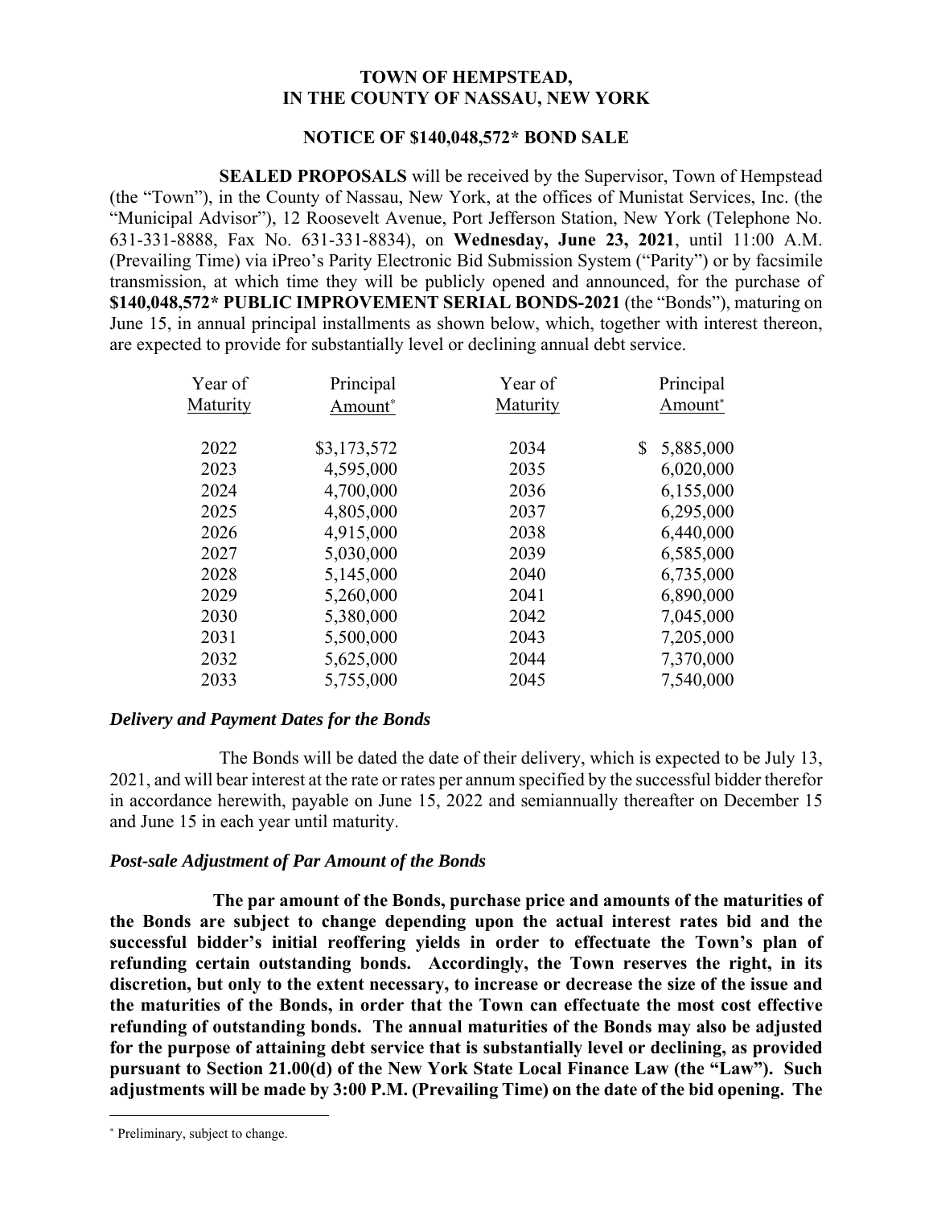**TOWN OF HEMPSTEAD,**
**IN THE COUNTY OF NASSAU, NEW YORK**

**NOTICE OF $140,048,572* BOND SALE**

**SEALED PROPOSALS** will be received by the Supervisor, Town of Hempstead (the "Town"), in the County of Nassau, New York, at the offices of Munistat Services, Inc. (the "Municipal Advisor"), 12 Roosevelt Avenue, Port Jefferson Station, New York (Telephone No. 631-331-8888, Fax No. 631-331-8834), on **Wednesday, June 23, 2021**, until 11:00 A.M. (Prevailing Time) via iPreo's Parity Electronic Bid Submission System ("Parity") or by facsimile transmission, at which time they will be publicly opened and announced, for the purchase of **$140,048,572* PUBLIC IMPROVEMENT SERIAL BONDS-2021** (the "Bonds"), maturing on June 15, in annual principal installments as shown below, which, together with interest thereon, are expected to provide for substantially level or declining annual debt service.

| Year of Maturity | Principal Amount* | Year of Maturity | Principal Amount* |
|---|---|---|---|
| 2022 | $3,173,572 | 2034 | $ 5,885,000 |
| 2023 | 4,595,000 | 2035 | 6,020,000 |
| 2024 | 4,700,000 | 2036 | 6,155,000 |
| 2025 | 4,805,000 | 2037 | 6,295,000 |
| 2026 | 4,915,000 | 2038 | 6,440,000 |
| 2027 | 5,030,000 | 2039 | 6,585,000 |
| 2028 | 5,145,000 | 2040 | 6,735,000 |
| 2029 | 5,260,000 | 2041 | 6,890,000 |
| 2030 | 5,380,000 | 2042 | 7,045,000 |
| 2031 | 5,500,000 | 2043 | 7,205,000 |
| 2032 | 5,625,000 | 2044 | 7,370,000 |
| 2033 | 5,755,000 | 2045 | 7,540,000 |

### *Delivery and Payment Dates for the Bonds*

The Bonds will be dated the date of their delivery, which is expected to be July 13, 2021, and will bear interest at the rate or rates per annum specified by the successful bidder therefor in accordance herewith, payable on June 15, 2022 and semiannually thereafter on December 15 and June 15 in each year until maturity.

### *Post-sale Adjustment of Par Amount of the Bonds*

**The par amount of the Bonds, purchase price and amounts of the maturities of the Bonds are subject to change depending upon the actual interest rates bid and the successful bidder's initial reoffering yields in order to effectuate the Town's plan of refunding certain outstanding bonds. Accordingly, the Town reserves the right, in its discretion, but only to the extent necessary, to increase or decrease the size of the issue and the maturities of the Bonds, in order that the Town can effectuate the most cost effective refunding of outstanding bonds. The annual maturities of the Bonds may also be adjusted for the purpose of attaining debt service that is substantially level or declining, as provided pursuant to Section 21.00(d) of the New York State Local Finance Law (the "Law"). Such adjustments will be made by 3:00 P.M. (Prevailing Time) on the date of the bid opening. The**

---

\* Preliminary, subject to change.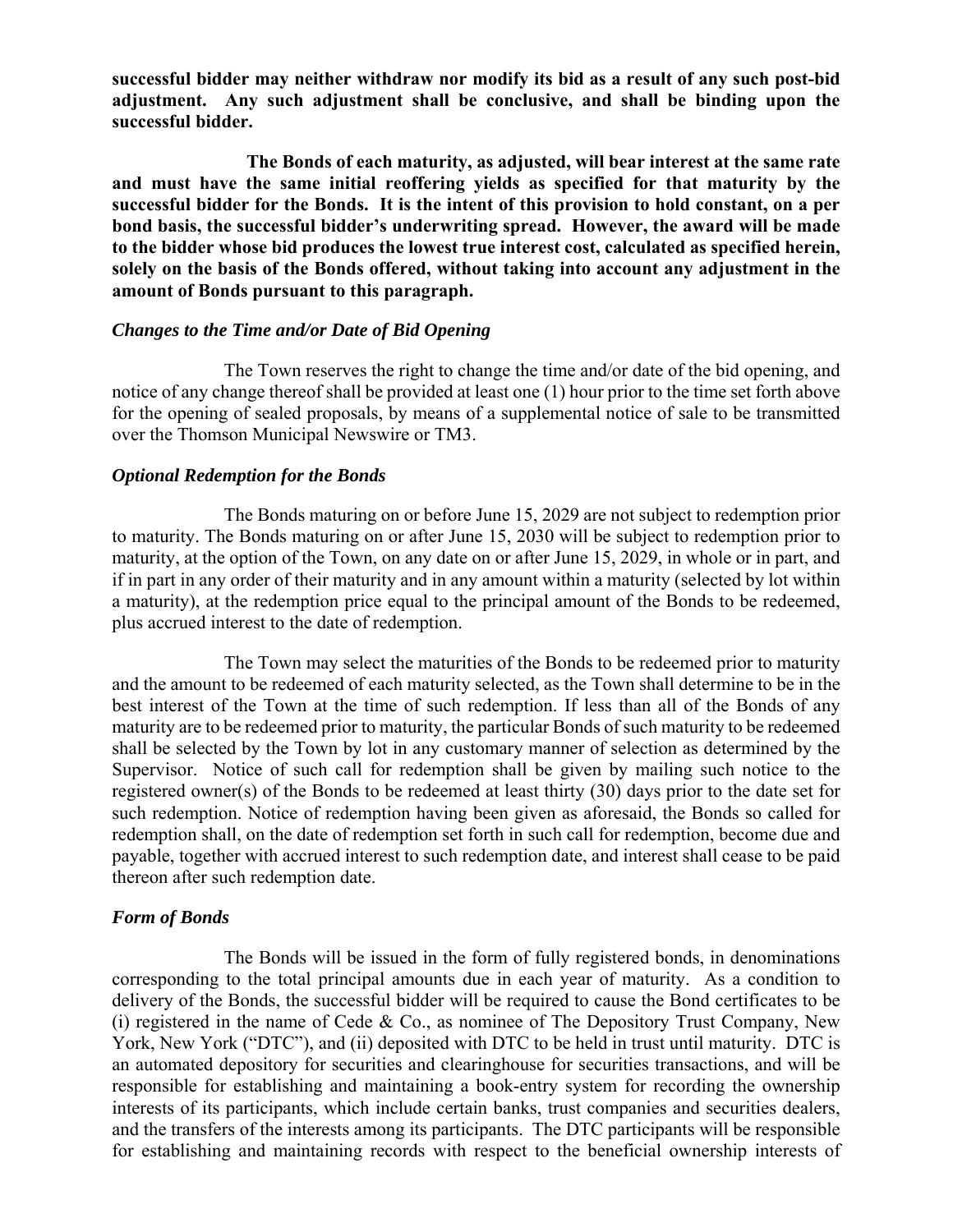**successful bidder may neither withdraw nor modify its bid as a result of any such post-bid adjustment. Any such adjustment shall be conclusive, and shall be binding upon the successful bidder.**

**The Bonds of each maturity, as adjusted, will bear interest at the same rate and must have the same initial reoffering yields as specified for that maturity by the successful bidder for the Bonds. It is the intent of this provision to hold constant, on a per bond basis, the successful bidder's underwriting spread. However, the award will be made to the bidder whose bid produces the lowest true interest cost, calculated as specified herein, solely on the basis of the Bonds offered, without taking into account any adjustment in the amount of Bonds pursuant to this paragraph.**

***Changes to the Time and/or Date of Bid Opening***

The Town reserves the right to change the time and/or date of the bid opening, and notice of any change thereof shall be provided at least one (1) hour prior to the time set forth above for the opening of sealed proposals, by means of a supplemental notice of sale to be transmitted over the Thomson Municipal Newswire or TM3.

***Optional Redemption for the Bonds***

The Bonds maturing on or before June 15, 2029 are not subject to redemption prior to maturity. The Bonds maturing on or after June 15, 2030 will be subject to redemption prior to maturity, at the option of the Town, on any date on or after June 15, 2029, in whole or in part, and if in part in any order of their maturity and in any amount within a maturity (selected by lot within a maturity), at the redemption price equal to the principal amount of the Bonds to be redeemed, plus accrued interest to the date of redemption.

The Town may select the maturities of the Bonds to be redeemed prior to maturity and the amount to be redeemed of each maturity selected, as the Town shall determine to be in the best interest of the Town at the time of such redemption. If less than all of the Bonds of any maturity are to be redeemed prior to maturity, the particular Bonds of such maturity to be redeemed shall be selected by the Town by lot in any customary manner of selection as determined by the Supervisor. Notice of such call for redemption shall be given by mailing such notice to the registered owner(s) of the Bonds to be redeemed at least thirty (30) days prior to the date set for such redemption. Notice of redemption having been given as aforesaid, the Bonds so called for redemption shall, on the date of redemption set forth in such call for redemption, become due and payable, together with accrued interest to such redemption date, and interest shall cease to be paid thereon after such redemption date.

***Form of Bonds***

The Bonds will be issued in the form of fully registered bonds, in denominations corresponding to the total principal amounts due in each year of maturity. As a condition to delivery of the Bonds, the successful bidder will be required to cause the Bond certificates to be (i) registered in the name of Cede & Co., as nominee of The Depository Trust Company, New York, New York ("DTC"), and (ii) deposited with DTC to be held in trust until maturity. DTC is an automated depository for securities and clearinghouse for securities transactions, and will be responsible for establishing and maintaining a book-entry system for recording the ownership interests of its participants, which include certain banks, trust companies and securities dealers, and the transfers of the interests among its participants. The DTC participants will be responsible for establishing and maintaining records with respect to the beneficial ownership interests of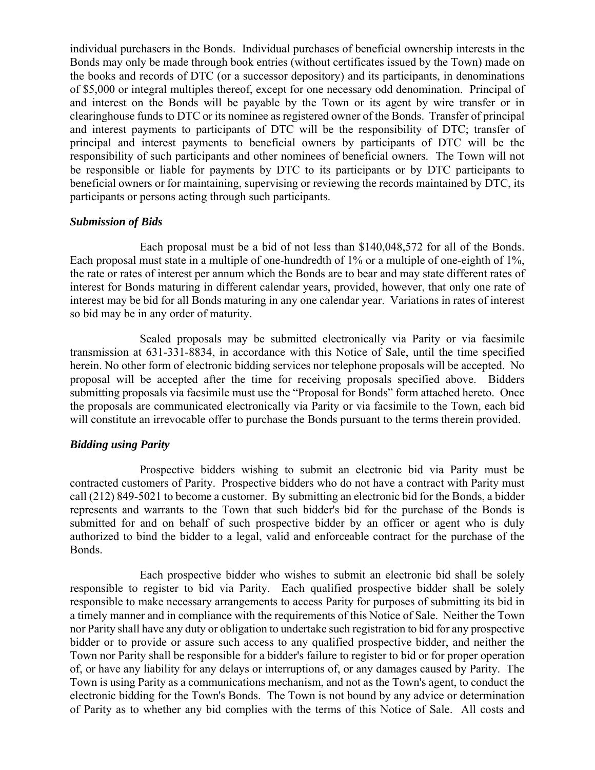individual purchasers in the Bonds. Individual purchases of beneficial ownership interests in the Bonds may only be made through book entries (without certificates issued by the Town) made on the books and records of DTC (or a successor depository) and its participants, in denominations of $5,000 or integral multiples thereof, except for one necessary odd denomination. Principal of and interest on the Bonds will be payable by the Town or its agent by wire transfer or in clearinghouse funds to DTC or its nominee as registered owner of the Bonds. Transfer of principal and interest payments to participants of DTC will be the responsibility of DTC; transfer of principal and interest payments to beneficial owners by participants of DTC will be the responsibility of such participants and other nominees of beneficial owners. The Town will not be responsible or liable for payments by DTC to its participants or by DTC participants to beneficial owners or for maintaining, supervising or reviewing the records maintained by DTC, its participants or persons acting through such participants.

***Submission of Bids***

Each proposal must be a bid of not less than $140,048,572 for all of the Bonds. Each proposal must state in a multiple of one-hundredth of 1% or a multiple of one-eighth of 1%, the rate or rates of interest per annum which the Bonds are to bear and may state different rates of interest for Bonds maturing in different calendar years, provided, however, that only one rate of interest may be bid for all Bonds maturing in any one calendar year. Variations in rates of interest so bid may be in any order of maturity.

Sealed proposals may be submitted electronically via Parity or via facsimile transmission at 631-331-8834, in accordance with this Notice of Sale, until the time specified herein. No other form of electronic bidding services nor telephone proposals will be accepted. No proposal will be accepted after the time for receiving proposals specified above. Bidders submitting proposals via facsimile must use the "Proposal for Bonds" form attached hereto. Once the proposals are communicated electronically via Parity or via facsimile to the Town, each bid will constitute an irrevocable offer to purchase the Bonds pursuant to the terms therein provided.

***Bidding using Parity***

Prospective bidders wishing to submit an electronic bid via Parity must be contracted customers of Parity. Prospective bidders who do not have a contract with Parity must call (212) 849-5021 to become a customer. By submitting an electronic bid for the Bonds, a bidder represents and warrants to the Town that such bidder's bid for the purchase of the Bonds is submitted for and on behalf of such prospective bidder by an officer or agent who is duly authorized to bind the bidder to a legal, valid and enforceable contract for the purchase of the Bonds.

Each prospective bidder who wishes to submit an electronic bid shall be solely responsible to register to bid via Parity. Each qualified prospective bidder shall be solely responsible to make necessary arrangements to access Parity for purposes of submitting its bid in a timely manner and in compliance with the requirements of this Notice of Sale. Neither the Town nor Parity shall have any duty or obligation to undertake such registration to bid for any prospective bidder or to provide or assure such access to any qualified prospective bidder, and neither the Town nor Parity shall be responsible for a bidder's failure to register to bid or for proper operation of, or have any liability for any delays or interruptions of, or any damages caused by Parity. The Town is using Parity as a communications mechanism, and not as the Town's agent, to conduct the electronic bidding for the Town's Bonds. The Town is not bound by any advice or determination of Parity as to whether any bid complies with the terms of this Notice of Sale. All costs and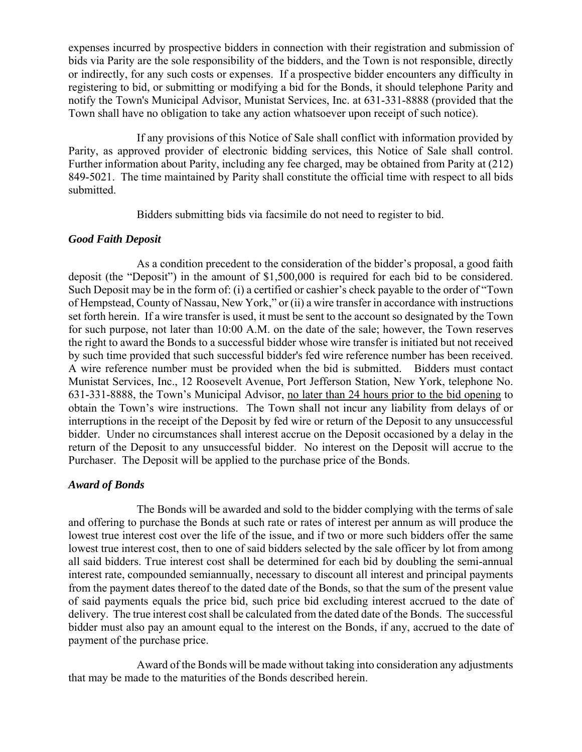expenses incurred by prospective bidders in connection with their registration and submission of bids via Parity are the sole responsibility of the bidders, and the Town is not responsible, directly or indirectly, for any such costs or expenses. If a prospective bidder encounters any difficulty in registering to bid, or submitting or modifying a bid for the Bonds, it should telephone Parity and notify the Town's Municipal Advisor, Munistat Services, Inc. at 631-331-8888 (provided that the Town shall have no obligation to take any action whatsoever upon receipt of such notice).

If any provisions of this Notice of Sale shall conflict with information provided by Parity, as approved provider of electronic bidding services, this Notice of Sale shall control. Further information about Parity, including any fee charged, may be obtained from Parity at (212) 849-5021. The time maintained by Parity shall constitute the official time with respect to all bids submitted.

Bidders submitting bids via facsimile do not need to register to bid.

### *Good Faith Deposit*

As a condition precedent to the consideration of the bidder's proposal, a good faith deposit (the "Deposit") in the amount of $1,500,000 is required for each bid to be considered. Such Deposit may be in the form of: (i) a certified or cashier's check payable to the order of "Town of Hempstead, County of Nassau, New York," or (ii) a wire transfer in accordance with instructions set forth herein. If a wire transfer is used, it must be sent to the account so designated by the Town for such purpose, not later than 10:00 A.M. on the date of the sale; however, the Town reserves the right to award the Bonds to a successful bidder whose wire transfer is initiated but not received by such time provided that such successful bidder's fed wire reference number has been received. A wire reference number must be provided when the bid is submitted. Bidders must contact Munistat Services, Inc., 12 Roosevelt Avenue, Port Jefferson Station, New York, telephone No. 631-331-8888, the Town's Municipal Advisor, no later than 24 hours prior to the bid opening to obtain the Town's wire instructions. The Town shall not incur any liability from delays of or interruptions in the receipt of the Deposit by fed wire or return of the Deposit to any unsuccessful bidder. Under no circumstances shall interest accrue on the Deposit occasioned by a delay in the return of the Deposit to any unsuccessful bidder. No interest on the Deposit will accrue to the Purchaser. The Deposit will be applied to the purchase price of the Bonds.

### *Award of Bonds*

The Bonds will be awarded and sold to the bidder complying with the terms of sale and offering to purchase the Bonds at such rate or rates of interest per annum as will produce the lowest true interest cost over the life of the issue, and if two or more such bidders offer the same lowest true interest cost, then to one of said bidders selected by the sale officer by lot from among all said bidders. True interest cost shall be determined for each bid by doubling the semi-annual interest rate, compounded semiannually, necessary to discount all interest and principal payments from the payment dates thereof to the dated date of the Bonds, so that the sum of the present value of said payments equals the price bid, such price bid excluding interest accrued to the date of delivery. The true interest cost shall be calculated from the dated date of the Bonds. The successful bidder must also pay an amount equal to the interest on the Bonds, if any, accrued to the date of payment of the purchase price.

Award of the Bonds will be made without taking into consideration any adjustments that may be made to the maturities of the Bonds described herein.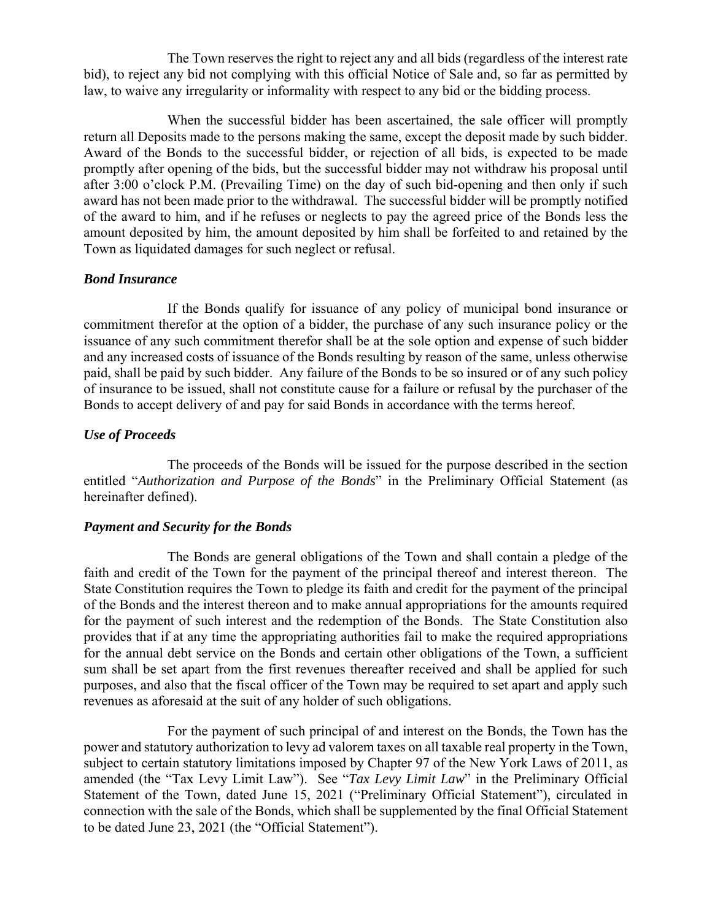The Town reserves the right to reject any and all bids (regardless of the interest rate bid), to reject any bid not complying with this official Notice of Sale and, so far as permitted by law, to waive any irregularity or informality with respect to any bid or the bidding process.

When the successful bidder has been ascertained, the sale officer will promptly return all Deposits made to the persons making the same, except the deposit made by such bidder. Award of the Bonds to the successful bidder, or rejection of all bids, is expected to be made promptly after opening of the bids, but the successful bidder may not withdraw his proposal until after 3:00 o'clock P.M. (Prevailing Time) on the day of such bid-opening and then only if such award has not been made prior to the withdrawal. The successful bidder will be promptly notified of the award to him, and if he refuses or neglects to pay the agreed price of the Bonds less the amount deposited by him, the amount deposited by him shall be forfeited to and retained by the Town as liquidated damages for such neglect or refusal.

***Bond Insurance***

If the Bonds qualify for issuance of any policy of municipal bond insurance or commitment therefor at the option of a bidder, the purchase of any such insurance policy or the issuance of any such commitment therefor shall be at the sole option and expense of such bidder and any increased costs of issuance of the Bonds resulting by reason of the same, unless otherwise paid, shall be paid by such bidder. Any failure of the Bonds to be so insured or of any such policy of insurance to be issued, shall not constitute cause for a failure or refusal by the purchaser of the Bonds to accept delivery of and pay for said Bonds in accordance with the terms hereof.

***Use of Proceeds***

The proceeds of the Bonds will be issued for the purpose described in the section entitled "*Authorization and Purpose of the Bonds*" in the Preliminary Official Statement (as hereinafter defined).

***Payment and Security for the Bonds***

The Bonds are general obligations of the Town and shall contain a pledge of the faith and credit of the Town for the payment of the principal thereof and interest thereon. The State Constitution requires the Town to pledge its faith and credit for the payment of the principal of the Bonds and the interest thereon and to make annual appropriations for the amounts required for the payment of such interest and the redemption of the Bonds. The State Constitution also provides that if at any time the appropriating authorities fail to make the required appropriations for the annual debt service on the Bonds and certain other obligations of the Town, a sufficient sum shall be set apart from the first revenues thereafter received and shall be applied for such purposes, and also that the fiscal officer of the Town may be required to set apart and apply such revenues as aforesaid at the suit of any holder of such obligations.

For the payment of such principal of and interest on the Bonds, the Town has the power and statutory authorization to levy ad valorem taxes on all taxable real property in the Town, subject to certain statutory limitations imposed by Chapter 97 of the New York Laws of 2011, as amended (the "Tax Levy Limit Law"). See "*Tax Levy Limit Law*" in the Preliminary Official Statement of the Town, dated June 15, 2021 ("Preliminary Official Statement"), circulated in connection with the sale of the Bonds, which shall be supplemented by the final Official Statement to be dated June 23, 2021 (the "Official Statement").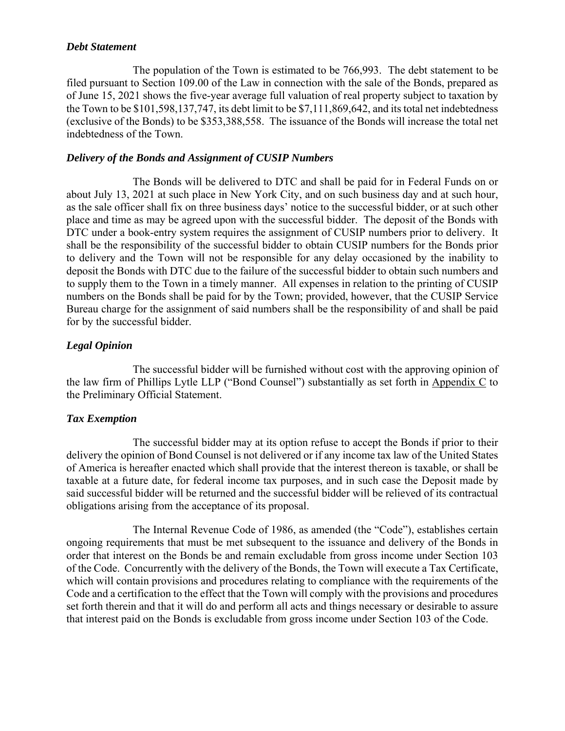### *Debt Statement*

The population of the Town is estimated to be 766,993. The debt statement to be filed pursuant to Section 109.00 of the Law in connection with the sale of the Bonds, prepared as of June 15, 2021 shows the five-year average full valuation of real property subject to taxation by the Town to be $101,598,137,747, its debt limit to be $7,111,869,642, and its total net indebtedness (exclusive of the Bonds) to be $353,388,558. The issuance of the Bonds will increase the total net indebtedness of the Town.

### *Delivery of the Bonds and Assignment of CUSIP Numbers*

The Bonds will be delivered to DTC and shall be paid for in Federal Funds on or about July 13, 2021 at such place in New York City, and on such business day and at such hour, as the sale officer shall fix on three business days' notice to the successful bidder, or at such other place and time as may be agreed upon with the successful bidder. The deposit of the Bonds with DTC under a book-entry system requires the assignment of CUSIP numbers prior to delivery. It shall be the responsibility of the successful bidder to obtain CUSIP numbers for the Bonds prior to delivery and the Town will not be responsible for any delay occasioned by the inability to deposit the Bonds with DTC due to the failure of the successful bidder to obtain such numbers and to supply them to the Town in a timely manner. All expenses in relation to the printing of CUSIP numbers on the Bonds shall be paid for by the Town; provided, however, that the CUSIP Service Bureau charge for the assignment of said numbers shall be the responsibility of and shall be paid for by the successful bidder.

### *Legal Opinion*

The successful bidder will be furnished without cost with the approving opinion of the law firm of Phillips Lytle LLP ("Bond Counsel") substantially as set forth in Appendix C to the Preliminary Official Statement.

### *Tax Exemption*

The successful bidder may at its option refuse to accept the Bonds if prior to their delivery the opinion of Bond Counsel is not delivered or if any income tax law of the United States of America is hereafter enacted which shall provide that the interest thereon is taxable, or shall be taxable at a future date, for federal income tax purposes, and in such case the Deposit made by said successful bidder will be returned and the successful bidder will be relieved of its contractual obligations arising from the acceptance of its proposal.

The Internal Revenue Code of 1986, as amended (the "Code"), establishes certain ongoing requirements that must be met subsequent to the issuance and delivery of the Bonds in order that interest on the Bonds be and remain excludable from gross income under Section 103 of the Code. Concurrently with the delivery of the Bonds, the Town will execute a Tax Certificate, which will contain provisions and procedures relating to compliance with the requirements of the Code and a certification to the effect that the Town will comply with the provisions and procedures set forth therein and that it will do and perform all acts and things necessary or desirable to assure that interest paid on the Bonds is excludable from gross income under Section 103 of the Code.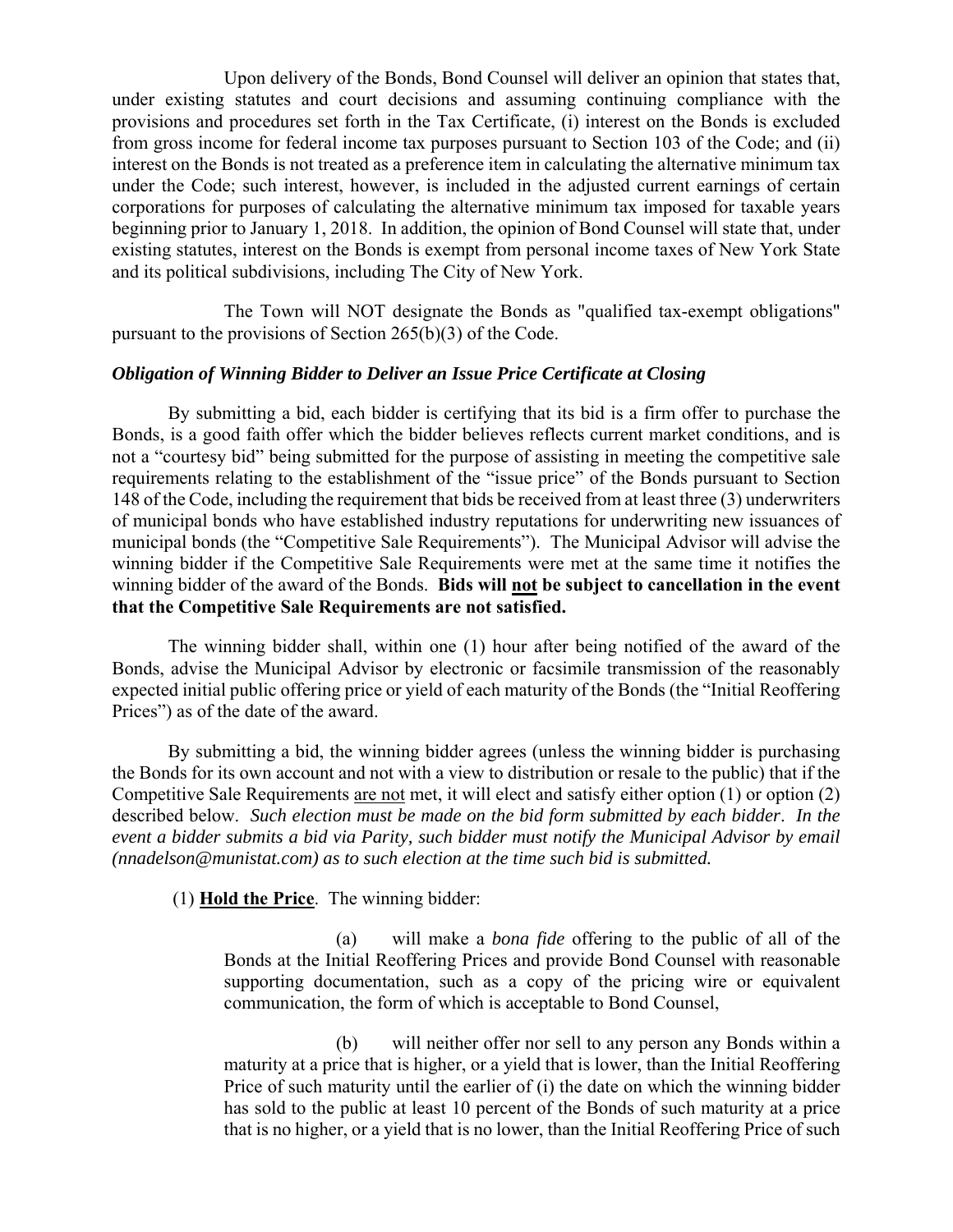Upon delivery of the Bonds, Bond Counsel will deliver an opinion that states that, under existing statutes and court decisions and assuming continuing compliance with the provisions and procedures set forth in the Tax Certificate, (i) interest on the Bonds is excluded from gross income for federal income tax purposes pursuant to Section 103 of the Code; and (ii) interest on the Bonds is not treated as a preference item in calculating the alternative minimum tax under the Code; such interest, however, is included in the adjusted current earnings of certain corporations for purposes of calculating the alternative minimum tax imposed for taxable years beginning prior to January 1, 2018. In addition, the opinion of Bond Counsel will state that, under existing statutes, interest on the Bonds is exempt from personal income taxes of New York State and its political subdivisions, including The City of New York.

The Town will NOT designate the Bonds as "qualified tax-exempt obligations" pursuant to the provisions of Section 265(b)(3) of the Code.

***Obligation of Winning Bidder to Deliver an Issue Price Certificate at Closing***

By submitting a bid, each bidder is certifying that its bid is a firm offer to purchase the Bonds, is a good faith offer which the bidder believes reflects current market conditions, and is not a "courtesy bid" being submitted for the purpose of assisting in meeting the competitive sale requirements relating to the establishment of the "issue price" of the Bonds pursuant to Section 148 of the Code, including the requirement that bids be received from at least three (3) underwriters of municipal bonds who have established industry reputations for underwriting new issuances of municipal bonds (the "Competitive Sale Requirements"). The Municipal Advisor will advise the winning bidder if the Competitive Sale Requirements were met at the same time it notifies the winning bidder of the award of the Bonds. **Bids will <u>not</u> be subject to cancellation in the event that the Competitive Sale Requirements are not satisfied.**

The winning bidder shall, within one (1) hour after being notified of the award of the Bonds, advise the Municipal Advisor by electronic or facsimile transmission of the reasonably expected initial public offering price or yield of each maturity of the Bonds (the "Initial Reoffering Prices") as of the date of the award.

By submitting a bid, the winning bidder agrees (unless the winning bidder is purchasing the Bonds for its own account and not with a view to distribution or resale to the public) that if the Competitive Sale Requirements <u>are not</u> met, it will elect and satisfy either option (1) or option (2) described below. *Such election must be made on the bid form submitted by each bidder*. *In the event a bidder submits a bid via Parity, such bidder must notify the Municipal Advisor by email (nnadelson@munistat.com) as to such election at the time such bid is submitted.*

(1) **<u>Hold the Price</u>**. The winning bidder:

(a) will make a *bona fide* offering to the public of all of the Bonds at the Initial Reoffering Prices and provide Bond Counsel with reasonable supporting documentation, such as a copy of the pricing wire or equivalent communication, the form of which is acceptable to Bond Counsel,

(b) will neither offer nor sell to any person any Bonds within a maturity at a price that is higher, or a yield that is lower, than the Initial Reoffering Price of such maturity until the earlier of (i) the date on which the winning bidder has sold to the public at least 10 percent of the Bonds of such maturity at a price that is no higher, or a yield that is no lower, than the Initial Reoffering Price of such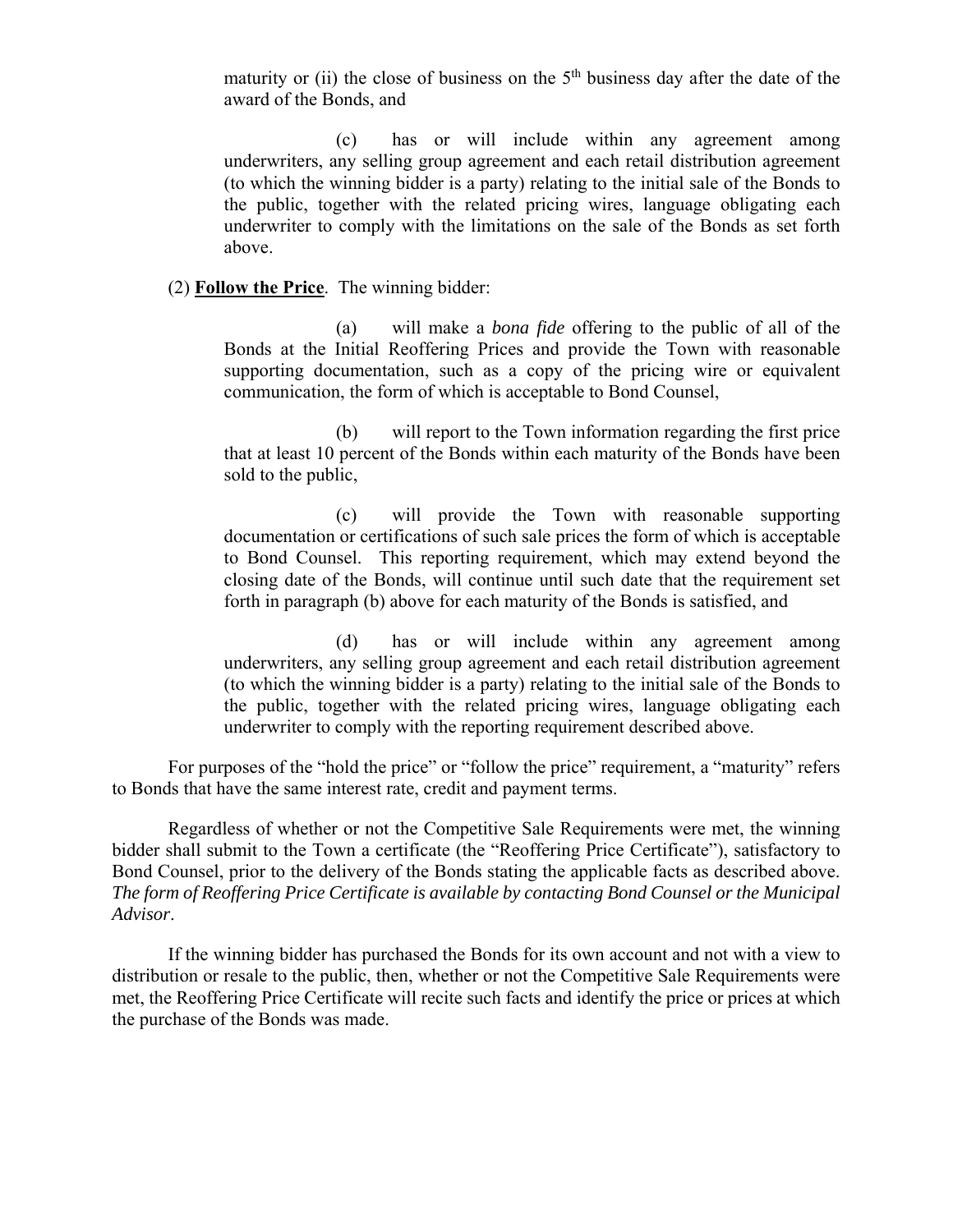maturity or (ii) the close of business on the 5th business day after the date of the award of the Bonds, and

(c) has or will include within any agreement among underwriters, any selling group agreement and each retail distribution agreement (to which the winning bidder is a party) relating to the initial sale of the Bonds to the public, together with the related pricing wires, language obligating each underwriter to comply with the limitations on the sale of the Bonds as set forth above.

(2) **Follow the Price**. The winning bidder:

(a) will make a *bona fide* offering to the public of all of the Bonds at the Initial Reoffering Prices and provide the Town with reasonable supporting documentation, such as a copy of the pricing wire or equivalent communication, the form of which is acceptable to Bond Counsel,

(b) will report to the Town information regarding the first price that at least 10 percent of the Bonds within each maturity of the Bonds have been sold to the public,

(c) will provide the Town with reasonable supporting documentation or certifications of such sale prices the form of which is acceptable to Bond Counsel. This reporting requirement, which may extend beyond the closing date of the Bonds, will continue until such date that the requirement set forth in paragraph (b) above for each maturity of the Bonds is satisfied, and

(d) has or will include within any agreement among underwriters, any selling group agreement and each retail distribution agreement (to which the winning bidder is a party) relating to the initial sale of the Bonds to the public, together with the related pricing wires, language obligating each underwriter to comply with the reporting requirement described above.

For purposes of the "hold the price" or "follow the price" requirement, a "maturity" refers to Bonds that have the same interest rate, credit and payment terms.

Regardless of whether or not the Competitive Sale Requirements were met, the winning bidder shall submit to the Town a certificate (the "Reoffering Price Certificate"), satisfactory to Bond Counsel, prior to the delivery of the Bonds stating the applicable facts as described above. *The form of Reoffering Price Certificate is available by contacting Bond Counsel or the Municipal Advisor*.

If the winning bidder has purchased the Bonds for its own account and not with a view to distribution or resale to the public, then, whether or not the Competitive Sale Requirements were met, the Reoffering Price Certificate will recite such facts and identify the price or prices at which the purchase of the Bonds was made.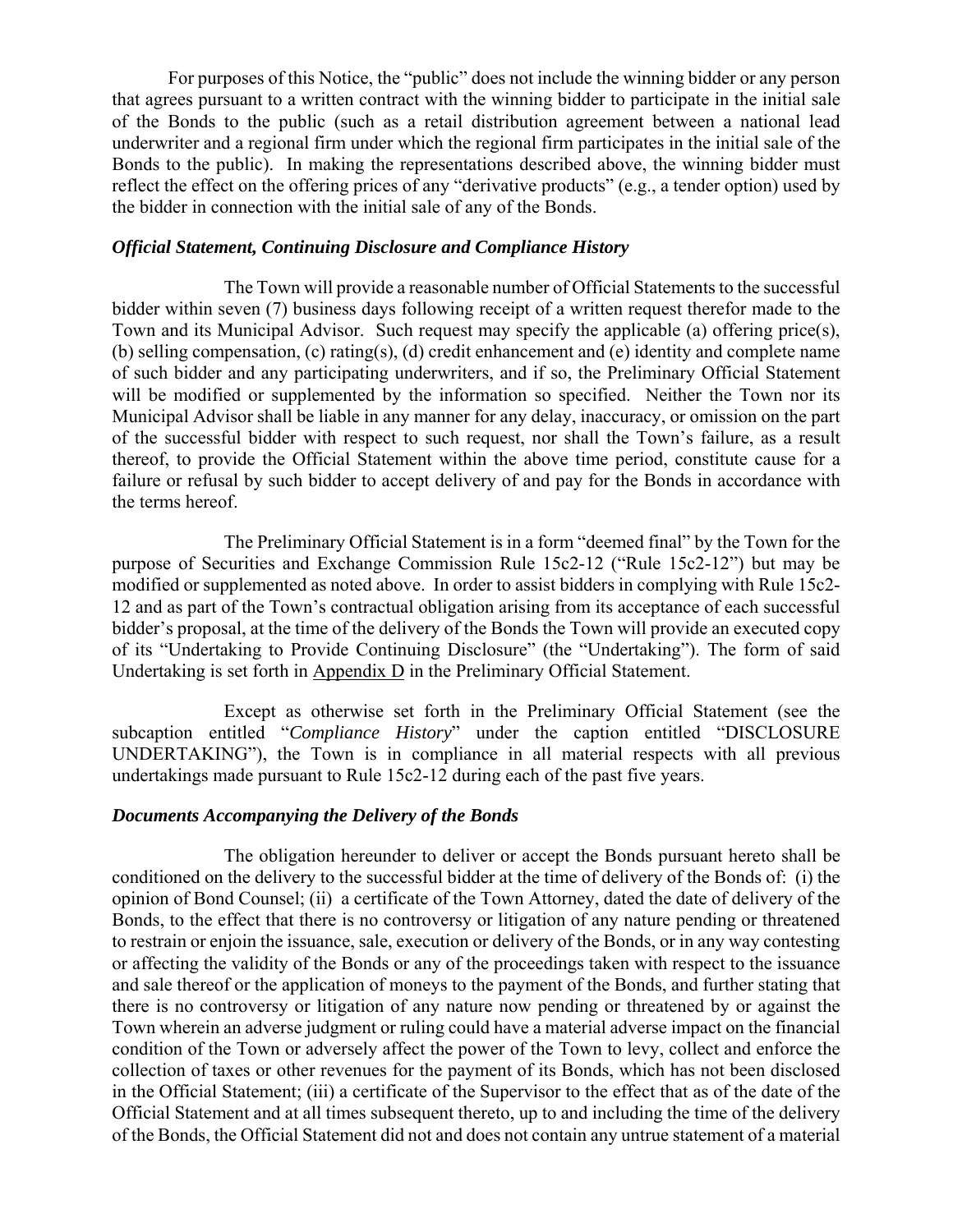For purposes of this Notice, the "public" does not include the winning bidder or any person that agrees pursuant to a written contract with the winning bidder to participate in the initial sale of the Bonds to the public (such as a retail distribution agreement between a national lead underwriter and a regional firm under which the regional firm participates in the initial sale of the Bonds to the public). In making the representations described above, the winning bidder must reflect the effect on the offering prices of any "derivative products" (e.g., a tender option) used by the bidder in connection with the initial sale of any of the Bonds.

### *Official Statement, Continuing Disclosure and Compliance History*

The Town will provide a reasonable number of Official Statements to the successful bidder within seven (7) business days following receipt of a written request therefor made to the Town and its Municipal Advisor. Such request may specify the applicable (a) offering price(s), (b) selling compensation, (c) rating(s), (d) credit enhancement and (e) identity and complete name of such bidder and any participating underwriters, and if so, the Preliminary Official Statement will be modified or supplemented by the information so specified. Neither the Town nor its Municipal Advisor shall be liable in any manner for any delay, inaccuracy, or omission on the part of the successful bidder with respect to such request, nor shall the Town's failure, as a result thereof, to provide the Official Statement within the above time period, constitute cause for a failure or refusal by such bidder to accept delivery of and pay for the Bonds in accordance with the terms hereof.

The Preliminary Official Statement is in a form "deemed final" by the Town for the purpose of Securities and Exchange Commission Rule 15c2-12 ("Rule 15c2-12") but may be modified or supplemented as noted above. In order to assist bidders in complying with Rule 15c2-12 and as part of the Town's contractual obligation arising from its acceptance of each successful bidder's proposal, at the time of the delivery of the Bonds the Town will provide an executed copy of its "Undertaking to Provide Continuing Disclosure" (the "Undertaking"). The form of said Undertaking is set forth in Appendix D in the Preliminary Official Statement.

Except as otherwise set forth in the Preliminary Official Statement (see the subcaption entitled "*Compliance History*" under the caption entitled "DISCLOSURE UNDERTAKING"), the Town is in compliance in all material respects with all previous undertakings made pursuant to Rule 15c2-12 during each of the past five years.

### *Documents Accompanying the Delivery of the Bonds*

The obligation hereunder to deliver or accept the Bonds pursuant hereto shall be conditioned on the delivery to the successful bidder at the time of delivery of the Bonds of: (i) the opinion of Bond Counsel; (ii) a certificate of the Town Attorney, dated the date of delivery of the Bonds, to the effect that there is no controversy or litigation of any nature pending or threatened to restrain or enjoin the issuance, sale, execution or delivery of the Bonds, or in any way contesting or affecting the validity of the Bonds or any of the proceedings taken with respect to the issuance and sale thereof or the application of moneys to the payment of the Bonds, and further stating that there is no controversy or litigation of any nature now pending or threatened by or against the Town wherein an adverse judgment or ruling could have a material adverse impact on the financial condition of the Town or adversely affect the power of the Town to levy, collect and enforce the collection of taxes or other revenues for the payment of its Bonds, which has not been disclosed in the Official Statement; (iii) a certificate of the Supervisor to the effect that as of the date of the Official Statement and at all times subsequent thereto, up to and including the time of the delivery of the Bonds, the Official Statement did not and does not contain any untrue statement of a material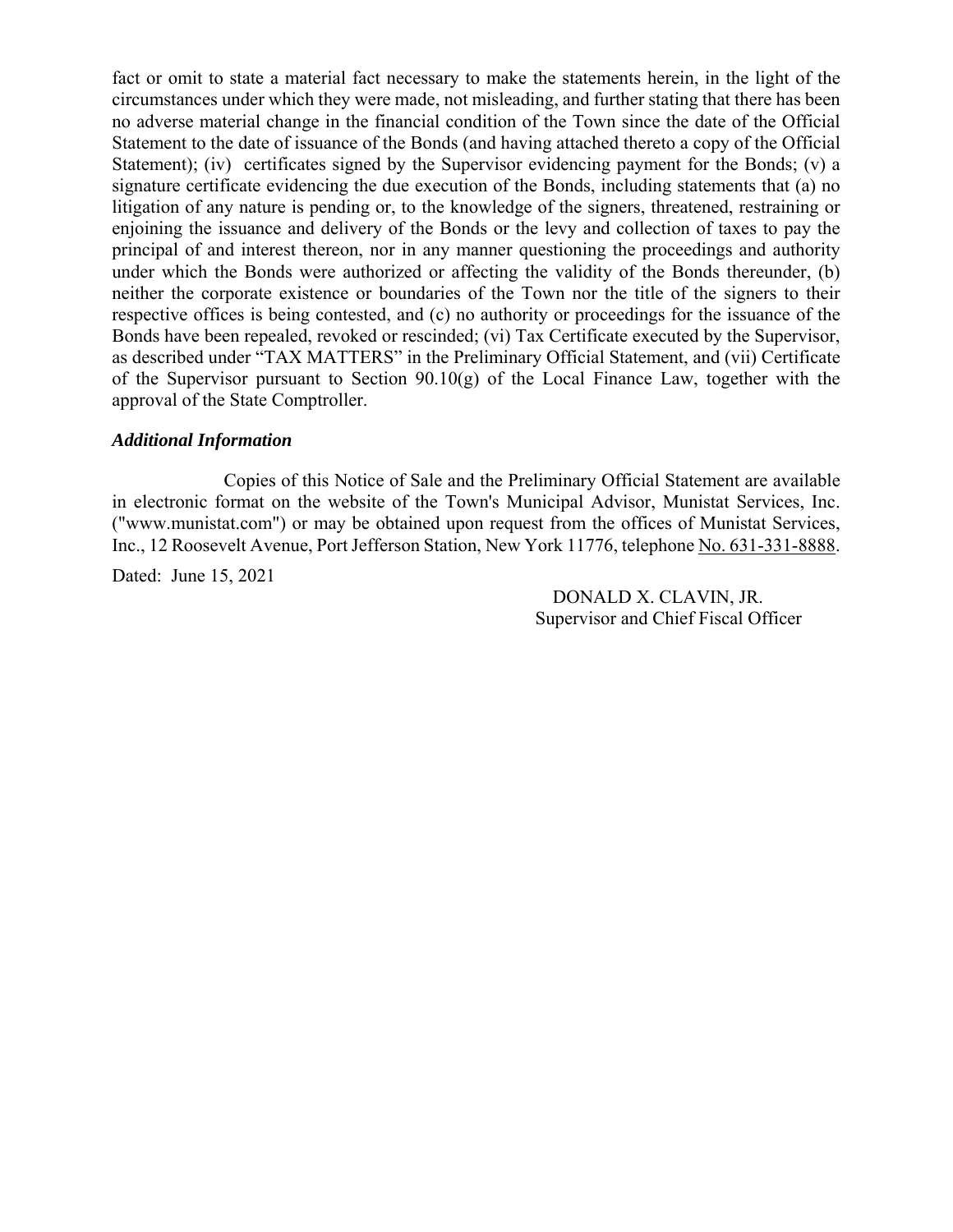fact or omit to state a material fact necessary to make the statements herein, in the light of the circumstances under which they were made, not misleading, and further stating that there has been no adverse material change in the financial condition of the Town since the date of the Official Statement to the date of issuance of the Bonds (and having attached thereto a copy of the Official Statement); (iv) certificates signed by the Supervisor evidencing payment for the Bonds; (v) a signature certificate evidencing the due execution of the Bonds, including statements that (a) no litigation of any nature is pending or, to the knowledge of the signers, threatened, restraining or enjoining the issuance and delivery of the Bonds or the levy and collection of taxes to pay the principal of and interest thereon, nor in any manner questioning the proceedings and authority under which the Bonds were authorized or affecting the validity of the Bonds thereunder, (b) neither the corporate existence or boundaries of the Town nor the title of the signers to their respective offices is being contested, and (c) no authority or proceedings for the issuance of the Bonds have been repealed, revoked or rescinded; (vi) Tax Certificate executed by the Supervisor, as described under "TAX MATTERS" in the Preliminary Official Statement, and (vii) Certificate of the Supervisor pursuant to Section 90.10(g) of the Local Finance Law, together with the approval of the State Comptroller.

***Additional Information***

Copies of this Notice of Sale and the Preliminary Official Statement are available in electronic format on the website of the Town's Municipal Advisor, Munistat Services, Inc. ("www.munistat.com") or may be obtained upon request from the offices of Munistat Services, Inc., 12 Roosevelt Avenue, Port Jefferson Station, New York 11776, telephone No. 631-331-8888.

Dated: June 15, 2021

DONALD X. CLAVIN, JR.
Supervisor and Chief Fiscal Officer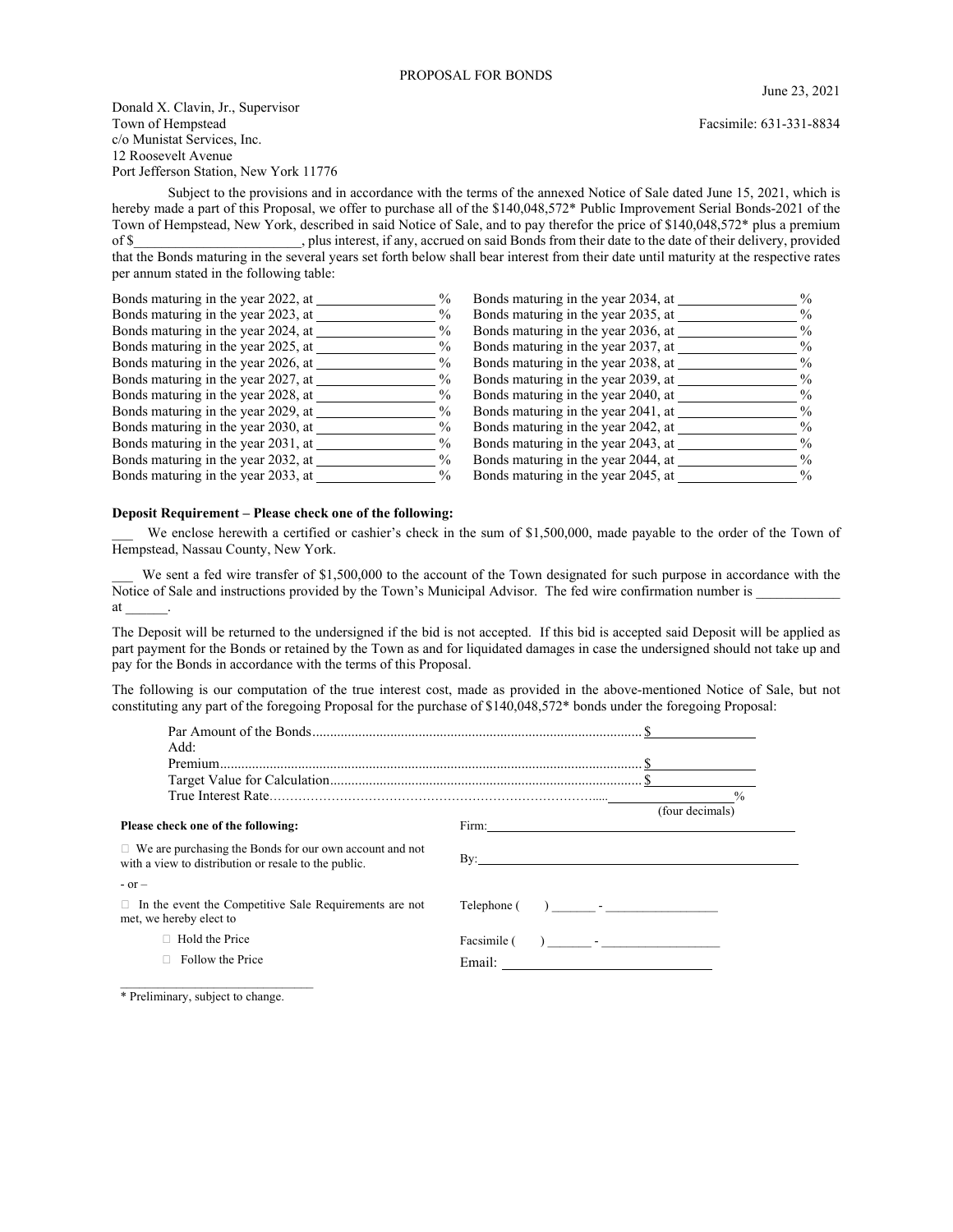PROPOSAL FOR BONDS

June 23, 2021

Donald X. Clavin, Jr., Supervisor
Town of Hempstead
c/o Munistat Services, Inc.
12 Roosevelt Avenue
Port Jefferson Station, New York 11776

Facsimile: 631-331-8834

Subject to the provisions and in accordance with the terms of the annexed Notice of Sale dated June 15, 2021, which is hereby made a part of this Proposal, we offer to purchase all of the $140,048,572* Public Improvement Serial Bonds-2021 of the Town of Hempstead, New York, described in said Notice of Sale, and to pay therefor the price of $140,048,572* plus a premium of $\_\_\_\_\_\_\_\_\_\_\_\_\_\_\_\_\_\_\_\_\_\_\_\_, plus interest, if any, accrued on said Bonds from their date to the date of their delivery, provided that the Bonds maturing in the several years set forth below shall bear interest from their date until maturity at the respective rates per annum stated in the following table:

| | |
|---|---|
| Bonds maturing in the year 2022, at \_\_\_\_\_\_\_\_\_\_\_\_\_\_\_\_ % | Bonds maturing in the year 2034, at \_\_\_\_\_\_\_\_\_\_\_\_\_\_\_\_ % |
| Bonds maturing in the year 2023, at \_\_\_\_\_\_\_\_\_\_\_\_\_\_\_\_ % | Bonds maturing in the year 2035, at \_\_\_\_\_\_\_\_\_\_\_\_\_\_\_\_ % |
| Bonds maturing in the year 2024, at \_\_\_\_\_\_\_\_\_\_\_\_\_\_\_\_ % | Bonds maturing in the year 2036, at \_\_\_\_\_\_\_\_\_\_\_\_\_\_\_\_ % |
| Bonds maturing in the year 2025, at \_\_\_\_\_\_\_\_\_\_\_\_\_\_\_\_ % | Bonds maturing in the year 2037, at \_\_\_\_\_\_\_\_\_\_\_\_\_\_\_\_ % |
| Bonds maturing in the year 2026, at \_\_\_\_\_\_\_\_\_\_\_\_\_\_\_\_ % | Bonds maturing in the year 2038, at \_\_\_\_\_\_\_\_\_\_\_\_\_\_\_\_ % |
| Bonds maturing in the year 2027, at \_\_\_\_\_\_\_\_\_\_\_\_\_\_\_\_ % | Bonds maturing in the year 2039, at \_\_\_\_\_\_\_\_\_\_\_\_\_\_\_\_ % |
| Bonds maturing in the year 2028, at \_\_\_\_\_\_\_\_\_\_\_\_\_\_\_\_ % | Bonds maturing in the year 2040, at \_\_\_\_\_\_\_\_\_\_\_\_\_\_\_\_ % |
| Bonds maturing in the year 2029, at \_\_\_\_\_\_\_\_\_\_\_\_\_\_\_\_ % | Bonds maturing in the year 2041, at \_\_\_\_\_\_\_\_\_\_\_\_\_\_\_\_ % |
| Bonds maturing in the year 2030, at \_\_\_\_\_\_\_\_\_\_\_\_\_\_\_\_ % | Bonds maturing in the year 2042, at \_\_\_\_\_\_\_\_\_\_\_\_\_\_\_\_ % |
| Bonds maturing in the year 2031, at \_\_\_\_\_\_\_\_\_\_\_\_\_\_\_\_ % | Bonds maturing in the year 2043, at \_\_\_\_\_\_\_\_\_\_\_\_\_\_\_\_ % |
| Bonds maturing in the year 2032, at \_\_\_\_\_\_\_\_\_\_\_\_\_\_\_\_ % | Bonds maturing in the year 2044, at \_\_\_\_\_\_\_\_\_\_\_\_\_\_\_\_ % |
| Bonds maturing in the year 2033, at \_\_\_\_\_\_\_\_\_\_\_\_\_\_\_\_ % | Bonds maturing in the year 2045, at \_\_\_\_\_\_\_\_\_\_\_\_\_\_\_\_ % |

**Deposit Requirement – Please check one of the following:**

\_\_\_ We enclose herewith a certified or cashier's check in the sum of $1,500,000, made payable to the order of the Town of Hempstead, Nassau County, New York.

\_\_\_ We sent a fed wire transfer of $1,500,000 to the account of the Town designated for such purpose in accordance with the Notice of Sale and instructions provided by the Town's Municipal Advisor. The fed wire confirmation number is \_\_\_\_\_\_\_\_\_\_\_\_ at \_\_\_\_\_\_.

The Deposit will be returned to the undersigned if the bid is not accepted. If this bid is accepted said Deposit will be applied as part payment for the Bonds or retained by the Town as and for liquidated damages in case the undersigned should not take up and pay for the Bonds in accordance with the terms of this Proposal.

The following is our computation of the true interest cost, made as provided in the above-mentioned Notice of Sale, but not constituting any part of the foregoing Proposal for the purchase of $140,048,572* bonds under the foregoing Proposal:

Par Amount of the Bonds........................................................................................ $\_\_\_\_\_\_\_\_\_\_\_\_\_\_\_\_
Add:
Premium.................................................................................................................. $\_\_\_\_\_\_\_\_\_\_\_\_\_\_\_\_
Target Value for Calculation.................................................................................. $\_\_\_\_\_\_\_\_\_\_\_\_\_\_\_\_
True Interest Rate.......................................................................................... \_\_\_\_\_\_\_\_\_\_\_\_\_\_\_\_\_\_%
(four decimals)

**Please check one of the following:**

☐ We are purchasing the Bonds for our own account and not with a view to distribution or resale to the public.

\- or –

☐ In the event the Competitive Sale Requirements are not met, we hereby elect to

☐ Hold the Price

☐ Follow the Price

Firm: \_\_\_\_\_\_\_\_\_\_\_\_\_\_\_\_\_\_\_\_\_\_\_\_\_\_\_\_\_\_\_\_\_\_\_\_\_\_\_\_

By: \_\_\_\_\_\_\_\_\_\_\_\_\_\_\_\_\_\_\_\_\_\_\_\_\_\_\_\_\_\_\_\_\_\_\_\_\_\_\_\_

Telephone (      ) \_\_\_\_\_\_\_ - \_\_\_\_\_\_\_\_\_\_\_\_\_\_\_\_\_\_

Facsimile (      ) \_\_\_\_\_\_\_ - \_\_\_\_\_\_\_\_\_\_\_\_\_\_\_\_\_\_

Email: \_\_\_\_\_\_\_\_\_\_\_\_\_\_\_\_\_\_\_\_\_\_\_\_\_\_\_\_\_\_\_\_

\* Preliminary, subject to change.